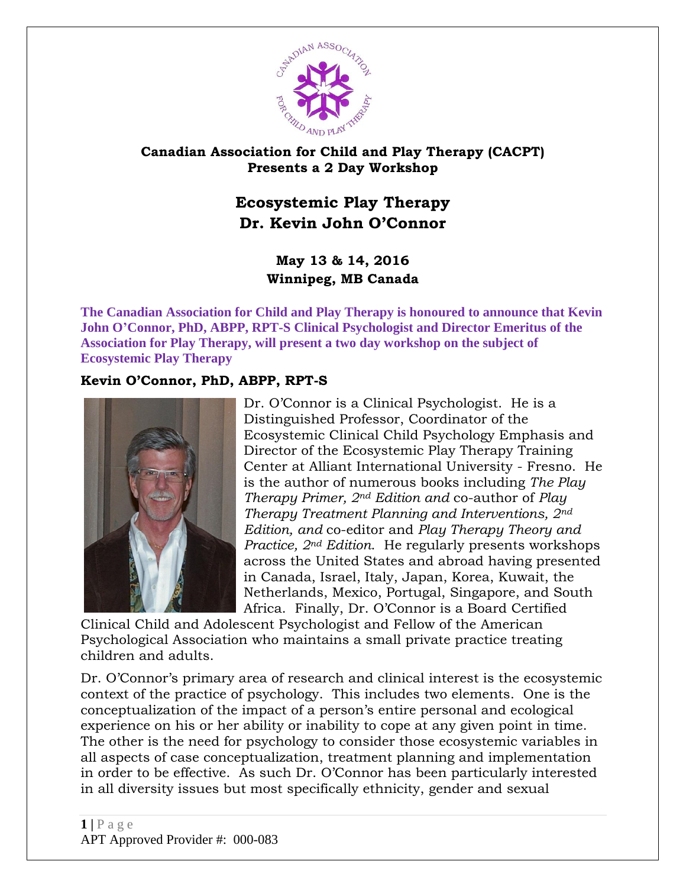**Canadian Association for Child and Play Therapy (CACPT)**
**Presents a 2 Day Workshop**

# Ecosystemic Play Therapy
# Dr. Kevin John O'Connor

**May 13 & 14, 2016**
**Winnipeg, MB Canada**

**The Canadian Association for Child and Play Therapy is honoured to announce that Kevin John O'Connor, PhD, ABPP, RPT-S Clinical Psychologist and Director Emeritus of the Association for Play Therapy, will present a two day workshop on the subject of Ecosystemic Play Therapy**

## Kevin O'Connor, PhD, ABPP, RPT-S

Dr. O'Connor is a Clinical Psychologist. He is a Distinguished Professor, Coordinator of the Ecosystemic Clinical Child Psychology Emphasis and Director of the Ecosystemic Play Therapy Training Center at Alliant International University - Fresno. He is the author of numerous books including *The Play Therapy Primer, 2nd Edition and* co-author of *Play Therapy Treatment Planning and Interventions, 2nd Edition, and* co-editor and *Play Therapy Theory and Practice, 2nd Edition.* He regularly presents workshops across the United States and abroad having presented in Canada, Israel, Italy, Japan, Korea, Kuwait, the Netherlands, Mexico, Portugal, Singapore, and South Africa. Finally, Dr. O'Connor is a Board Certified Clinical Child and Adolescent Psychologist and Fellow of the American Psychological Association who maintains a small private practice treating children and adults.

Dr. O'Connor's primary area of research and clinical interest is the ecosystemic context of the practice of psychology. This includes two elements. One is the conceptualization of the impact of a person's entire personal and ecological experience on his or her ability or inability to cope at any given point in time. The other is the need for psychology to consider those ecosystemic variables in all aspects of case conceptualization, treatment planning and implementation in order to be effective. As such Dr. O'Connor has been particularly interested in all diversity issues but most specifically ethnicity, gender and sexual

APT Approved Provider #: 000-083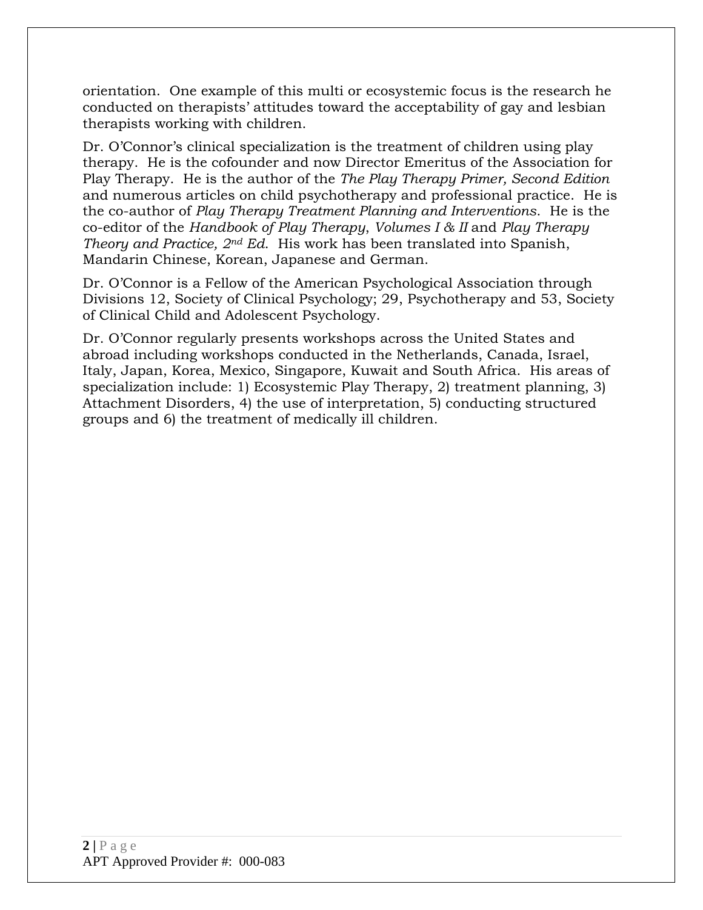orientation. One example of this multi or ecosystemic focus is the research he conducted on therapists' attitudes toward the acceptability of gay and lesbian therapists working with children.

Dr. O'Connor's clinical specialization is the treatment of children using play therapy. He is the cofounder and now Director Emeritus of the Association for Play Therapy. He is the author of the *The Play Therapy Primer, Second Edition* and numerous articles on child psychotherapy and professional practice. He is the co-author of *Play Therapy Treatment Planning and Interventions*. He is the co-editor of the *Handbook of Play Therapy*, *Volumes I & II* and *Play Therapy Theory and Practice, 2nd Ed*. His work has been translated into Spanish, Mandarin Chinese, Korean, Japanese and German.

Dr. O'Connor is a Fellow of the American Psychological Association through Divisions 12, Society of Clinical Psychology; 29, Psychotherapy and 53, Society of Clinical Child and Adolescent Psychology.

Dr. O'Connor regularly presents workshops across the United States and abroad including workshops conducted in the Netherlands, Canada, Israel, Italy, Japan, Korea, Mexico, Singapore, Kuwait and South Africa. His areas of specialization include: 1) Ecosystemic Play Therapy, 2) treatment planning, 3) Attachment Disorders, 4) the use of interpretation, 5) conducting structured groups and 6) the treatment of medically ill children.